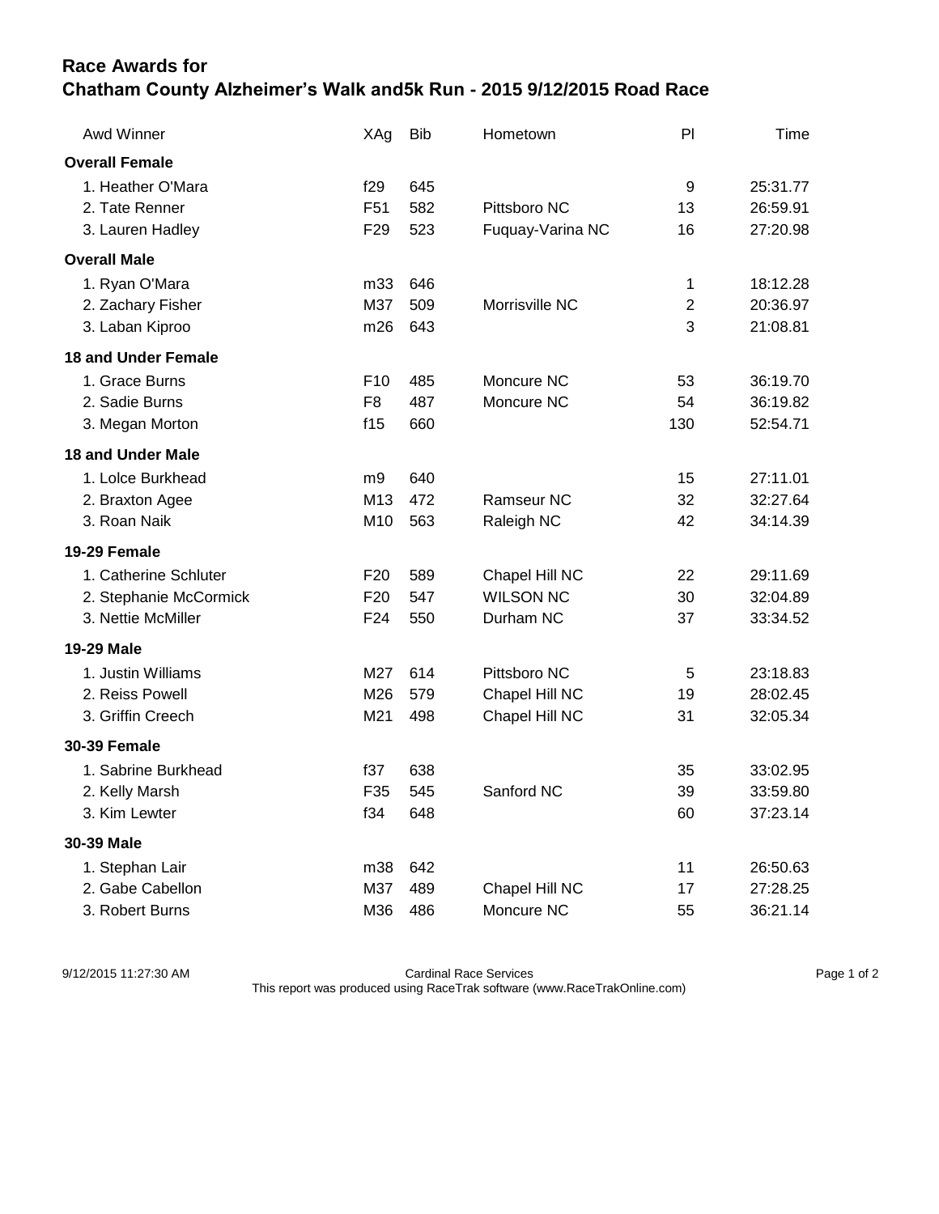# Race Awards for
# Chatham County Alzheimer's Walk and5k Run - 2015 9/12/2015 Road Race

| Awd Winner | XAg | Bib | Hometown | Pl | Time |
|---|---|---|---|---|---|
| **Overall Female** | | | | | |
| 1. Heather O'Mara | f29 | 645 | | 9 | 25:31.77 |
| 2. Tate Renner | F51 | 582 | Pittsboro NC | 13 | 26:59.91 |
| 3. Lauren Hadley | F29 | 523 | Fuquay-Varina NC | 16 | 27:20.98 |
| **Overall Male** | | | | | |
| 1. Ryan O'Mara | m33 | 646 | | 1 | 18:12.28 |
| 2. Zachary Fisher | M37 | 509 | Morrisville NC | 2 | 20:36.97 |
| 3. Laban Kiproo | m26 | 643 | | 3 | 21:08.81 |
| **18 and Under Female** | | | | | |
| 1. Grace Burns | F10 | 485 | Moncure NC | 53 | 36:19.70 |
| 2. Sadie Burns | F8 | 487 | Moncure NC | 54 | 36:19.82 |
| 3. Megan Morton | f15 | 660 | | 130 | 52:54.71 |
| **18 and Under Male** | | | | | |
| 1. Lolce Burkhead | m9 | 640 | | 15 | 27:11.01 |
| 2. Braxton Agee | M13 | 472 | Ramseur NC | 32 | 32:27.64 |
| 3. Roan Naik | M10 | 563 | Raleigh NC | 42 | 34:14.39 |
| **19-29 Female** | | | | | |
| 1. Catherine Schluter | F20 | 589 | Chapel Hill NC | 22 | 29:11.69 |
| 2. Stephanie McCormick | F20 | 547 | WILSON NC | 30 | 32:04.89 |
| 3. Nettie McMiller | F24 | 550 | Durham NC | 37 | 33:34.52 |
| **19-29 Male** | | | | | |
| 1. Justin Williams | M27 | 614 | Pittsboro NC | 5 | 23:18.83 |
| 2. Reiss Powell | M26 | 579 | Chapel Hill NC | 19 | 28:02.45 |
| 3. Griffin Creech | M21 | 498 | Chapel Hill NC | 31 | 32:05.34 |
| **30-39 Female** | | | | | |
| 1. Sabrine Burkhead | f37 | 638 | | 35 | 33:02.95 |
| 2. Kelly Marsh | F35 | 545 | Sanford NC | 39 | 33:59.80 |
| 3. Kim Lewter | f34 | 648 | | 60 | 37:23.14 |
| **30-39 Male** | | | | | |
| 1. Stephan Lair | m38 | 642 | | 11 | 26:50.63 |
| 2. Gabe Cabellon | M37 | 489 | Chapel Hill NC | 17 | 27:28.25 |
| 3. Robert Burns | M36 | 486 | Moncure NC | 55 | 36:21.14 |

9/12/2015 11:27:30 AM Cardinal Race Services
This report was produced using RaceTrak software (www.RaceTrakOnline.com)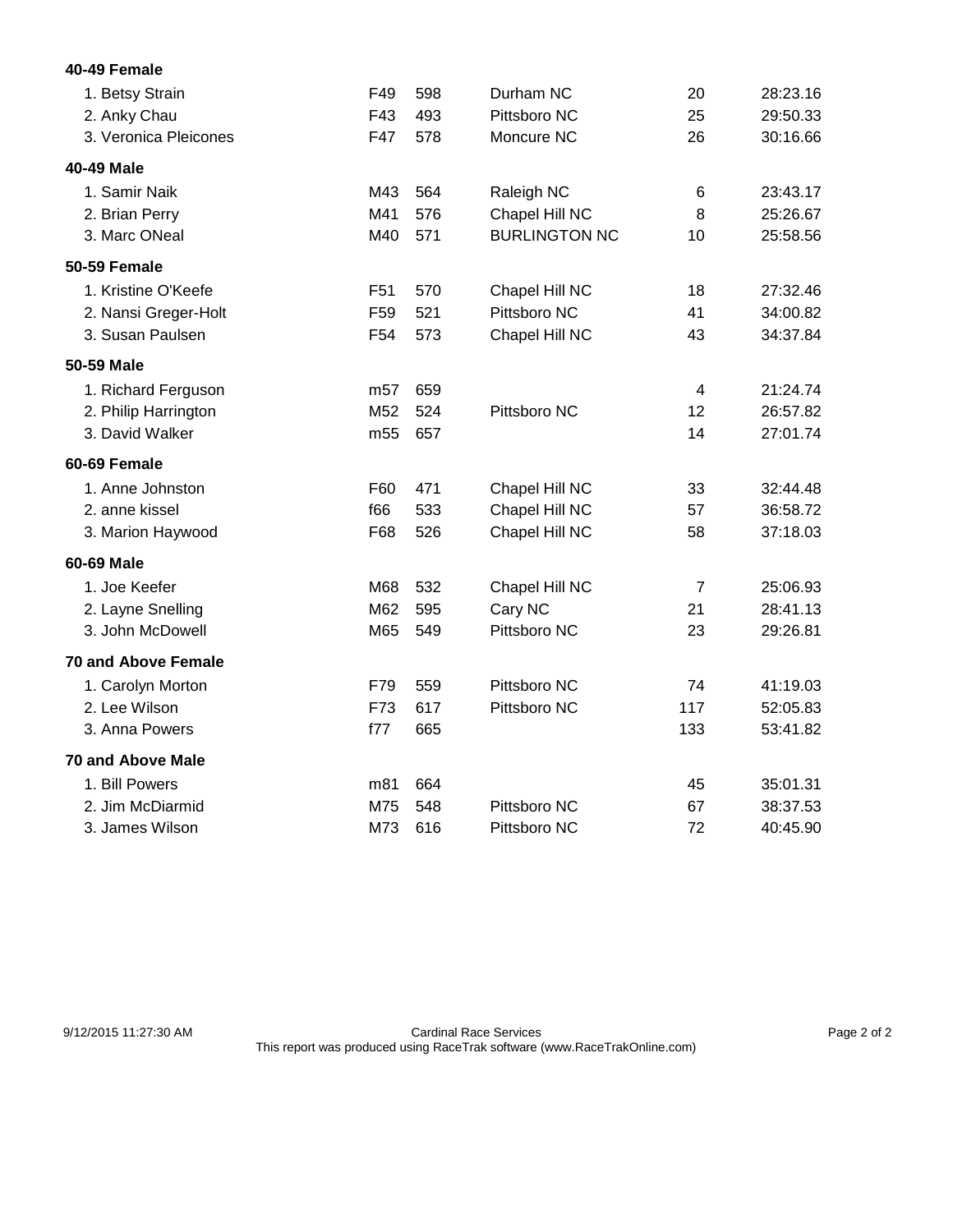**40-49 Female**

| | | | | | |
|---|---|---|---|---|---|
| 1. Betsy Strain | F49 | 598 | Durham NC | 20 | 28:23.16 |
| 2. Anky Chau | F43 | 493 | Pittsboro NC | 25 | 29:50.33 |
| 3. Veronica Pleicones | F47 | 578 | Moncure NC | 26 | 30:16.66 |

**40-49 Male**

| | | | | | |
|---|---|---|---|---|---|
| 1. Samir Naik | M43 | 564 | Raleigh NC | 6 | 23:43.17 |
| 2. Brian Perry | M41 | 576 | Chapel Hill NC | 8 | 25:26.67 |
| 3. Marc ONeal | M40 | 571 | BURLINGTON NC | 10 | 25:58.56 |

**50-59 Female**

| | | | | | |
|---|---|---|---|---|---|
| 1. Kristine O'Keefe | F51 | 570 | Chapel Hill NC | 18 | 27:32.46 |
| 2. Nansi Greger-Holt | F59 | 521 | Pittsboro NC | 41 | 34:00.82 |
| 3. Susan Paulsen | F54 | 573 | Chapel Hill NC | 43 | 34:37.84 |

**50-59 Male**

| | | | | | |
|---|---|---|---|---|---|
| 1. Richard Ferguson | m57 | 659 | | 4 | 21:24.74 |
| 2. Philip Harrington | M52 | 524 | Pittsboro NC | 12 | 26:57.82 |
| 3. David Walker | m55 | 657 | | 14 | 27:01.74 |

**60-69 Female**

| | | | | | |
|---|---|---|---|---|---|
| 1. Anne Johnston | F60 | 471 | Chapel Hill NC | 33 | 32:44.48 |
| 2. anne kissel | f66 | 533 | Chapel Hill NC | 57 | 36:58.72 |
| 3. Marion Haywood | F68 | 526 | Chapel Hill NC | 58 | 37:18.03 |

**60-69 Male**

| | | | | | |
|---|---|---|---|---|---|
| 1. Joe Keefer | M68 | 532 | Chapel Hill NC | 7 | 25:06.93 |
| 2. Layne Snelling | M62 | 595 | Cary NC | 21 | 28:41.13 |
| 3. John McDowell | M65 | 549 | Pittsboro NC | 23 | 29:26.81 |

**70 and Above Female**

| | | | | | |
|---|---|---|---|---|---|
| 1. Carolyn Morton | F79 | 559 | Pittsboro NC | 74 | 41:19.03 |
| 2. Lee Wilson | F73 | 617 | Pittsboro NC | 117 | 52:05.83 |
| 3. Anna Powers | f77 | 665 | | 133 | 53:41.82 |

**70 and Above Male**

| | | | | | |
|---|---|---|---|---|---|
| 1. Bill Powers | m81 | 664 | | 45 | 35:01.31 |
| 2. Jim McDiarmid | M75 | 548 | Pittsboro NC | 67 | 38:37.53 |
| 3. James Wilson | M73 | 616 | Pittsboro NC | 72 | 40:45.90 |

9/12/2015 11:27:30 AM Cardinal Race Services
This report was produced using RaceTrak software (www.RaceTrakOnline.com)